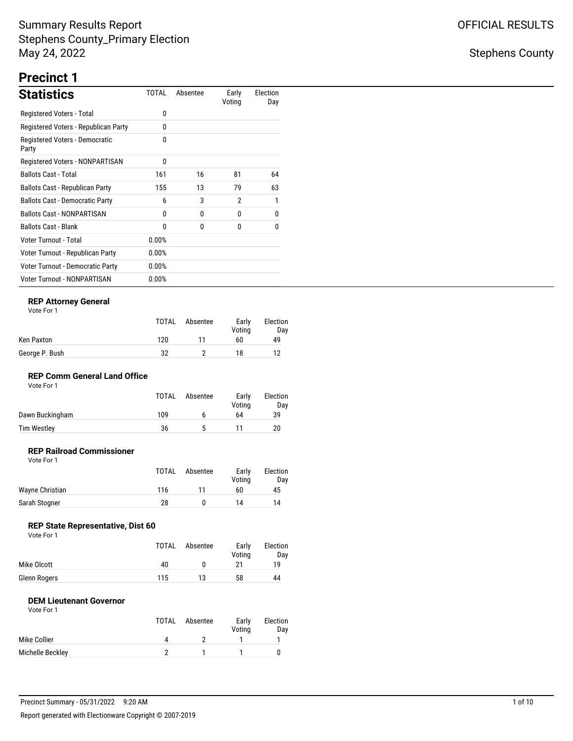# Summary Results Report
Stephens County_Primary Election
May 24, 2022

OFFICIAL RESULTS

Stephens County

## Precinct 1

### Statistics

| Statistics | TOTAL | Absentee | Early Voting | Election Day |
|---|---|---|---|---|
| Registered Voters - Total | 0 | | | |
| Registered Voters - Republican Party | 0 | | | |
| Registered Voters - Democratic Party | 0 | | | |
| Registered Voters - NONPARTISAN | 0 | | | |
| Ballots Cast - Total | 161 | 16 | 81 | 64 |
| Ballots Cast - Republican Party | 155 | 13 | 79 | 63 |
| Ballots Cast - Democratic Party | 6 | 3 | 2 | 1 |
| Ballots Cast - NONPARTISAN | 0 | 0 | 0 | 0 |
| Ballots Cast - Blank | 0 | 0 | 0 | 0 |
| Voter Turnout - Total | 0.00% | | | |
| Voter Turnout - Republican Party | 0.00% | | | |
| Voter Turnout - Democratic Party | 0.00% | | | |
| Voter Turnout - NONPARTISAN | 0.00% | | | |

#### REP Attorney General

Vote For 1

| | TOTAL | Absentee | Early Voting | Election Day |
|---|---|---|---|---|
| Ken Paxton | 120 | 11 | 60 | 49 |
| George P. Bush | 32 | 2 | 18 | 12 |

#### REP Comm General Land Office

Vote For 1

| | TOTAL | Absentee | Early Voting | Election Day |
|---|---|---|---|---|
| Dawn Buckingham | 109 | 6 | 64 | 39 |
| Tim Westley | 36 | 5 | 11 | 20 |

#### REP Railroad Commissioner

Vote For 1

| | TOTAL | Absentee | Early Voting | Election Day |
|---|---|---|---|---|
| Wayne Christian | 116 | 11 | 60 | 45 |
| Sarah Stogner | 28 | 0 | 14 | 14 |

#### REP State Representative, Dist 60

Vote For 1

| | TOTAL | Absentee | Early Voting | Election Day |
|---|---|---|---|---|
| Mike Olcott | 40 | 0 | 21 | 19 |
| Glenn Rogers | 115 | 13 | 58 | 44 |

#### DEM Lieutenant Governor

Vote For 1

| | TOTAL | Absentee | Early Voting | Election Day |
|---|---|---|---|---|
| Mike Collier | 4 | 2 | 1 | 1 |
| Michelle Beckley | 2 | 1 | 1 | 0 |

Precinct Summary - 05/31/2022 9:20 AM

Report generated with Electionware Copyright © 2007-2019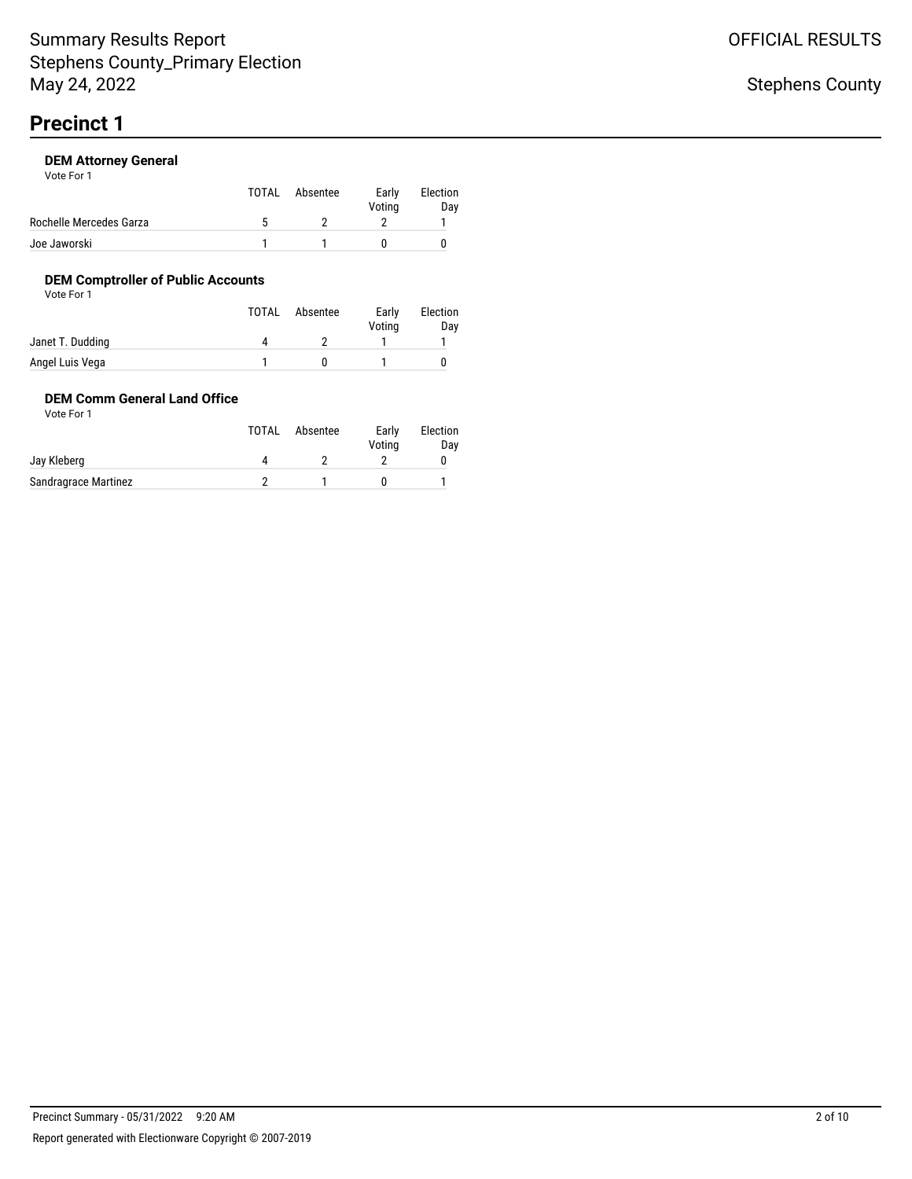# Summary Results Report
Stephens County_Primary Election
May 24, 2022

OFFICIAL RESULTS

Stephens County

## Precinct 1

### DEM Attorney General

Vote For 1

| | TOTAL | Absentee | Early Voting | Election Day |
|---|---|---|---|---|
| Rochelle Mercedes Garza | 5 | 2 | 2 | 1 |
| Joe Jaworski | 1 | 1 | 0 | 0 |

### DEM Comptroller of Public Accounts

Vote For 1

| | TOTAL | Absentee | Early Voting | Election Day |
|---|---|---|---|---|
| Janet T. Dudding | 4 | 2 | 1 | 1 |
| Angel Luis Vega | 1 | 0 | 1 | 0 |

### DEM Comm General Land Office

Vote For 1

| | TOTAL | Absentee | Early Voting | Election Day |
|---|---|---|---|---|
| Jay Kleberg | 4 | 2 | 2 | 0 |
| Sandragrace Martinez | 2 | 1 | 0 | 1 |

Precinct Summary - 05/31/2022 9:20 AM

Report generated with Electionware Copyright © 2007-2019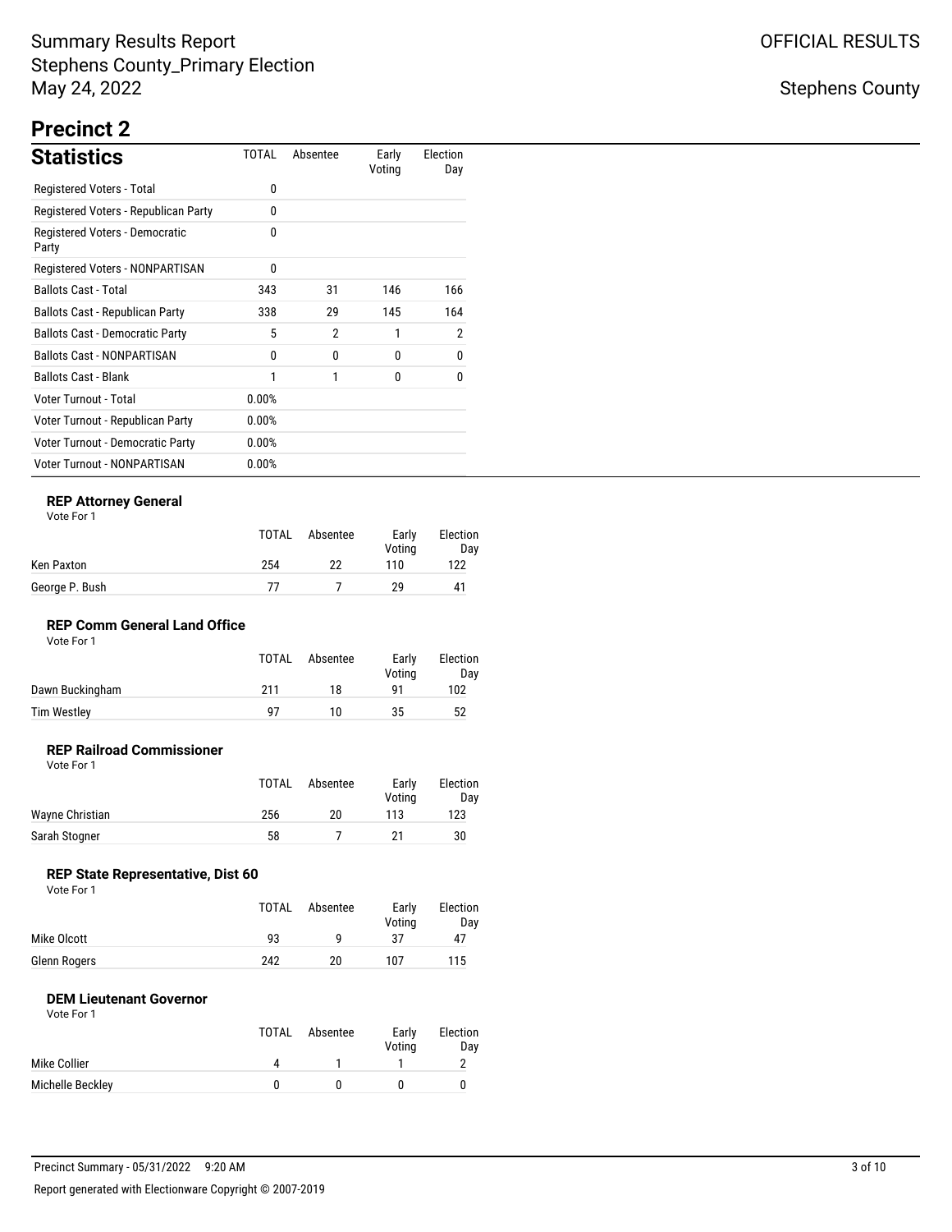# Summary Results Report
Stephens County_Primary Election
May 24, 2022

OFFICIAL RESULTS

Stephens County

## Precinct 2

### Statistics

| Statistics | TOTAL | Absentee | Early Voting | Election Day |
|---|---|---|---|---|
| Registered Voters - Total | 0 | | | |
| Registered Voters - Republican Party | 0 | | | |
| Registered Voters - Democratic Party | 0 | | | |
| Registered Voters - NONPARTISAN | 0 | | | |
| Ballots Cast - Total | 343 | 31 | 146 | 166 |
| Ballots Cast - Republican Party | 338 | 29 | 145 | 164 |
| Ballots Cast - Democratic Party | 5 | 2 | 1 | 2 |
| Ballots Cast - NONPARTISAN | 0 | 0 | 0 | 0 |
| Ballots Cast - Blank | 1 | 1 | 0 | 0 |
| Voter Turnout - Total | 0.00% | | | |
| Voter Turnout - Republican Party | 0.00% | | | |
| Voter Turnout - Democratic Party | 0.00% | | | |
| Voter Turnout - NONPARTISAN | 0.00% | | | |

#### REP Attorney General
Vote For 1

| | TOTAL | Absentee | Early Voting | Election Day |
|---|---|---|---|---|
| Ken Paxton | 254 | 22 | 110 | 122 |
| George P. Bush | 77 | 7 | 29 | 41 |

#### REP Comm General Land Office
Vote For 1

| | TOTAL | Absentee | Early Voting | Election Day |
|---|---|---|---|---|
| Dawn Buckingham | 211 | 18 | 91 | 102 |
| Tim Westley | 97 | 10 | 35 | 52 |

#### REP Railroad Commissioner
Vote For 1

| | TOTAL | Absentee | Early Voting | Election Day |
|---|---|---|---|---|
| Wayne Christian | 256 | 20 | 113 | 123 |
| Sarah Stogner | 58 | 7 | 21 | 30 |

#### REP State Representative, Dist 60
Vote For 1

| | TOTAL | Absentee | Early Voting | Election Day |
|---|---|---|---|---|
| Mike Olcott | 93 | 9 | 37 | 47 |
| Glenn Rogers | 242 | 20 | 107 | 115 |

#### DEM Lieutenant Governor
Vote For 1

| | TOTAL | Absentee | Early Voting | Election Day |
|---|---|---|---|---|
| Mike Collier | 4 | 1 | 1 | 2 |
| Michelle Beckley | 0 | 0 | 0 | 0 |

Precinct Summary - 05/31/2022 9:20 AM

Report generated with Electionware Copyright © 2007-2019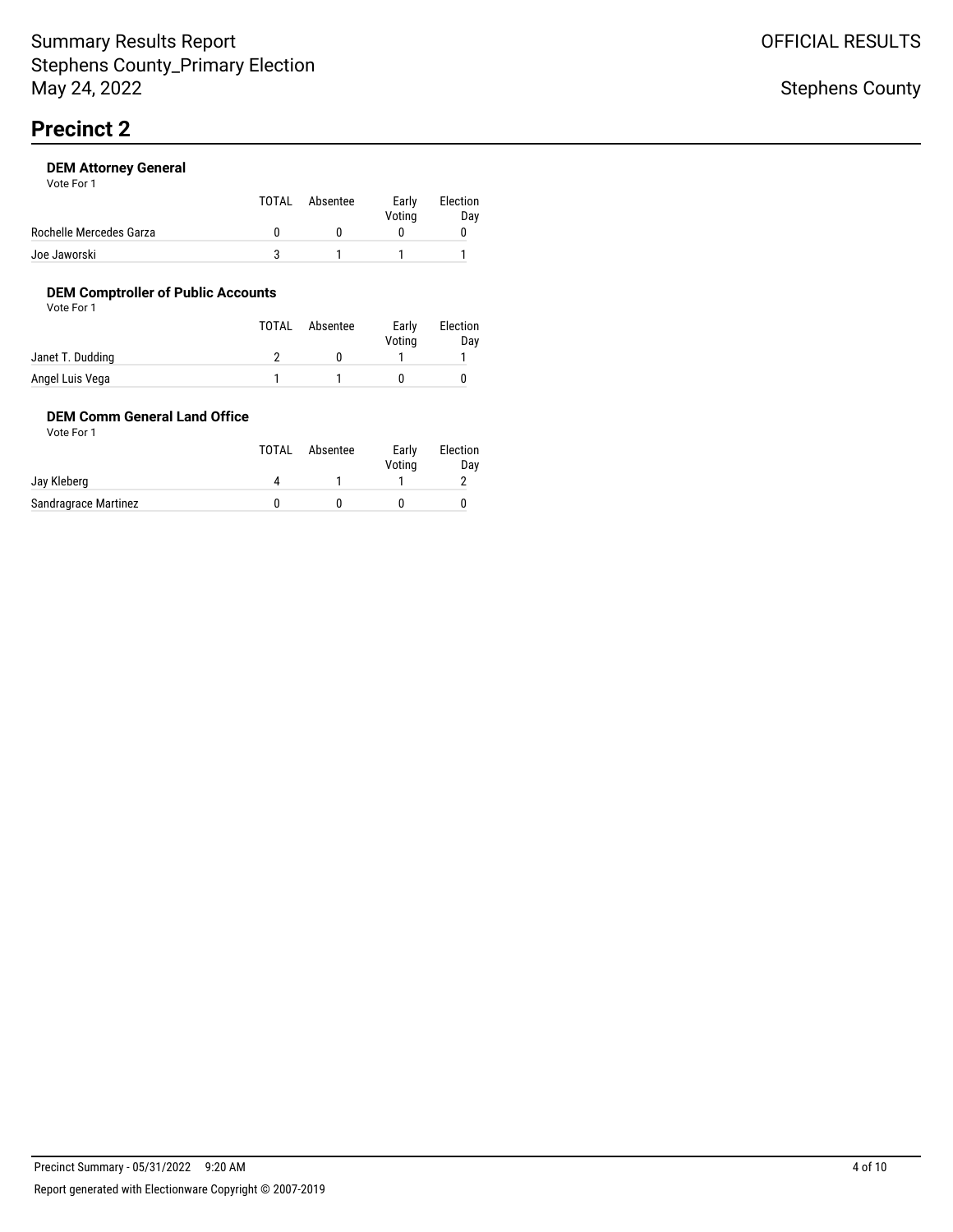# Precinct 2

### DEM Attorney General

Vote For 1

| | TOTAL | Absentee | Early Voting | Election Day |
|---|---|---|---|---|
| Rochelle Mercedes Garza | 0 | 0 | 0 | 0 |
| Joe Jaworski | 3 | 1 | 1 | 1 |

### DEM Comptroller of Public Accounts

Vote For 1

| | TOTAL | Absentee | Early Voting | Election Day |
|---|---|---|---|---|
| Janet T. Dudding | 2 | 0 | 1 | 1 |
| Angel Luis Vega | 1 | 1 | 0 | 0 |

### DEM Comm General Land Office

Vote For 1

| | TOTAL | Absentee | Early Voting | Election Day |
|---|---|---|---|---|
| Jay Kleberg | 4 | 1 | 1 | 2 |
| Sandragrace Martinez | 0 | 0 | 0 | 0 |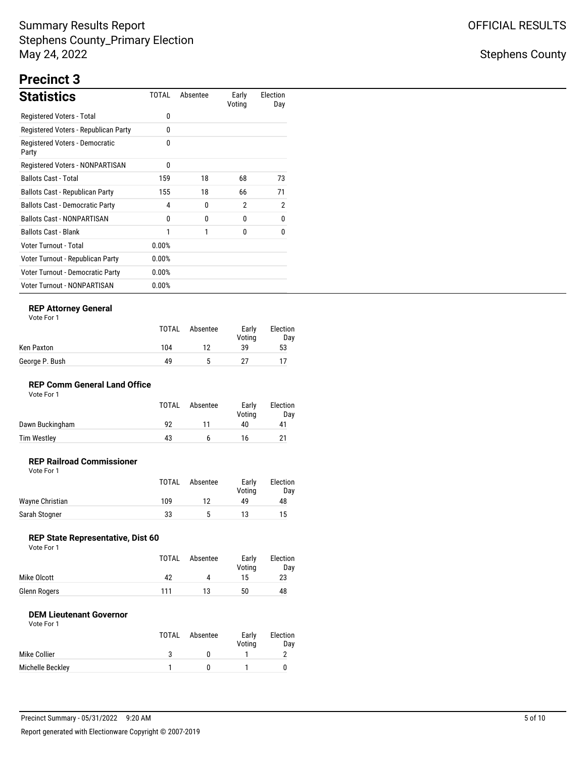# Summary Results Report
# Stephens County_Primary Election
# May 24, 2022

OFFICIAL RESULTS

Stephens County

## Precinct 3

### Statistics

| Statistics | TOTAL | Absentee | Early Voting | Election Day |
|---|---|---|---|---|
| Registered Voters - Total | 0 | | | |
| Registered Voters - Republican Party | 0 | | | |
| Registered Voters - Democratic Party | 0 | | | |
| Registered Voters - NONPARTISAN | 0 | | | |
| Ballots Cast - Total | 159 | 18 | 68 | 73 |
| Ballots Cast - Republican Party | 155 | 18 | 66 | 71 |
| Ballots Cast - Democratic Party | 4 | 0 | 2 | 2 |
| Ballots Cast - NONPARTISAN | 0 | 0 | 0 | 0 |
| Ballots Cast - Blank | 1 | 1 | 0 | 0 |
| Voter Turnout - Total | 0.00% | | | |
| Voter Turnout - Republican Party | 0.00% | | | |
| Voter Turnout - Democratic Party | 0.00% | | | |
| Voter Turnout - NONPARTISAN | 0.00% | | | |

### REP Attorney General

Vote For 1

| | TOTAL | Absentee | Early Voting | Election Day |
|---|---|---|---|---|
| Ken Paxton | 104 | 12 | 39 | 53 |
| George P. Bush | 49 | 5 | 27 | 17 |

### REP Comm General Land Office

Vote For 1

| | TOTAL | Absentee | Early Voting | Election Day |
|---|---|---|---|---|
| Dawn Buckingham | 92 | 11 | 40 | 41 |
| Tim Westley | 43 | 6 | 16 | 21 |

### REP Railroad Commissioner

Vote For 1

| | TOTAL | Absentee | Early Voting | Election Day |
|---|---|---|---|---|
| Wayne Christian | 109 | 12 | 49 | 48 |
| Sarah Stogner | 33 | 5 | 13 | 15 |

### REP State Representative, Dist 60

Vote For 1

| | TOTAL | Absentee | Early Voting | Election Day |
|---|---|---|---|---|
| Mike Olcott | 42 | 4 | 15 | 23 |
| Glenn Rogers | 111 | 13 | 50 | 48 |

### DEM Lieutenant Governor

Vote For 1

| | TOTAL | Absentee | Early Voting | Election Day |
|---|---|---|---|---|
| Mike Collier | 3 | 0 | 1 | 2 |
| Michelle Beckley | 1 | 0 | 1 | 0 |

Precinct Summary - 05/31/2022 9:20 AM

Report generated with Electionware Copyright © 2007-2019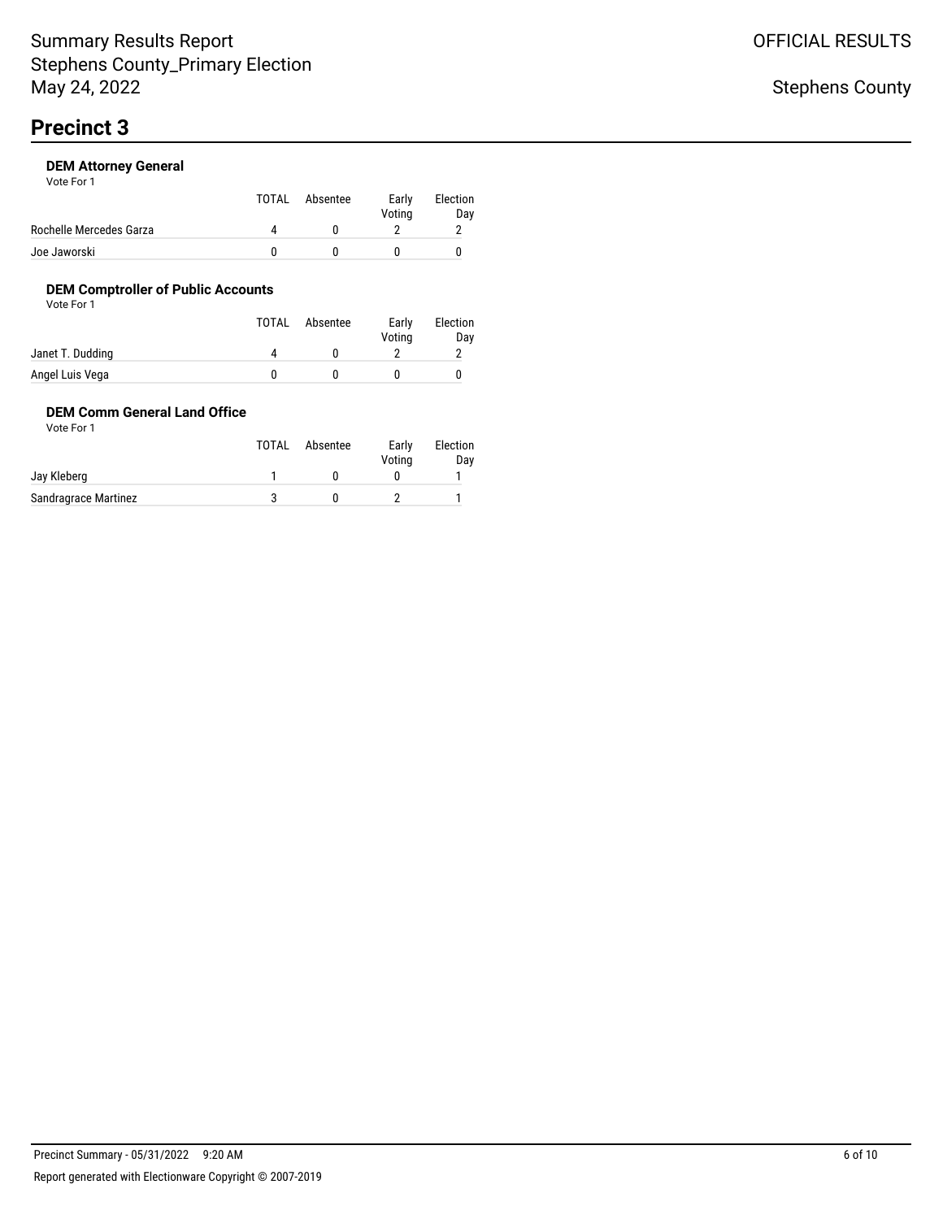Summary Results Report
Stephens County_Primary Election
May 24, 2022

OFFICIAL RESULTS

Stephens County

# Precinct 3

### DEM Attorney General

Vote For 1

| | TOTAL | Absentee | Early Voting | Election Day |
|---|---|---|---|---|
| Rochelle Mercedes Garza | 4 | 0 | 2 | 2 |
| Joe Jaworski | 0 | 0 | 0 | 0 |

### DEM Comptroller of Public Accounts

Vote For 1

| | TOTAL | Absentee | Early Voting | Election Day |
|---|---|---|---|---|
| Janet T. Dudding | 4 | 0 | 2 | 2 |
| Angel Luis Vega | 0 | 0 | 0 | 0 |

### DEM Comm General Land Office

Vote For 1

| | TOTAL | Absentee | Early Voting | Election Day |
|---|---|---|---|---|
| Jay Kleberg | 1 | 0 | 0 | 1 |
| Sandragrace Martinez | 3 | 0 | 2 | 1 |

Precinct Summary - 05/31/2022 9:20 AM

Report generated with Electionware Copyright © 2007-2019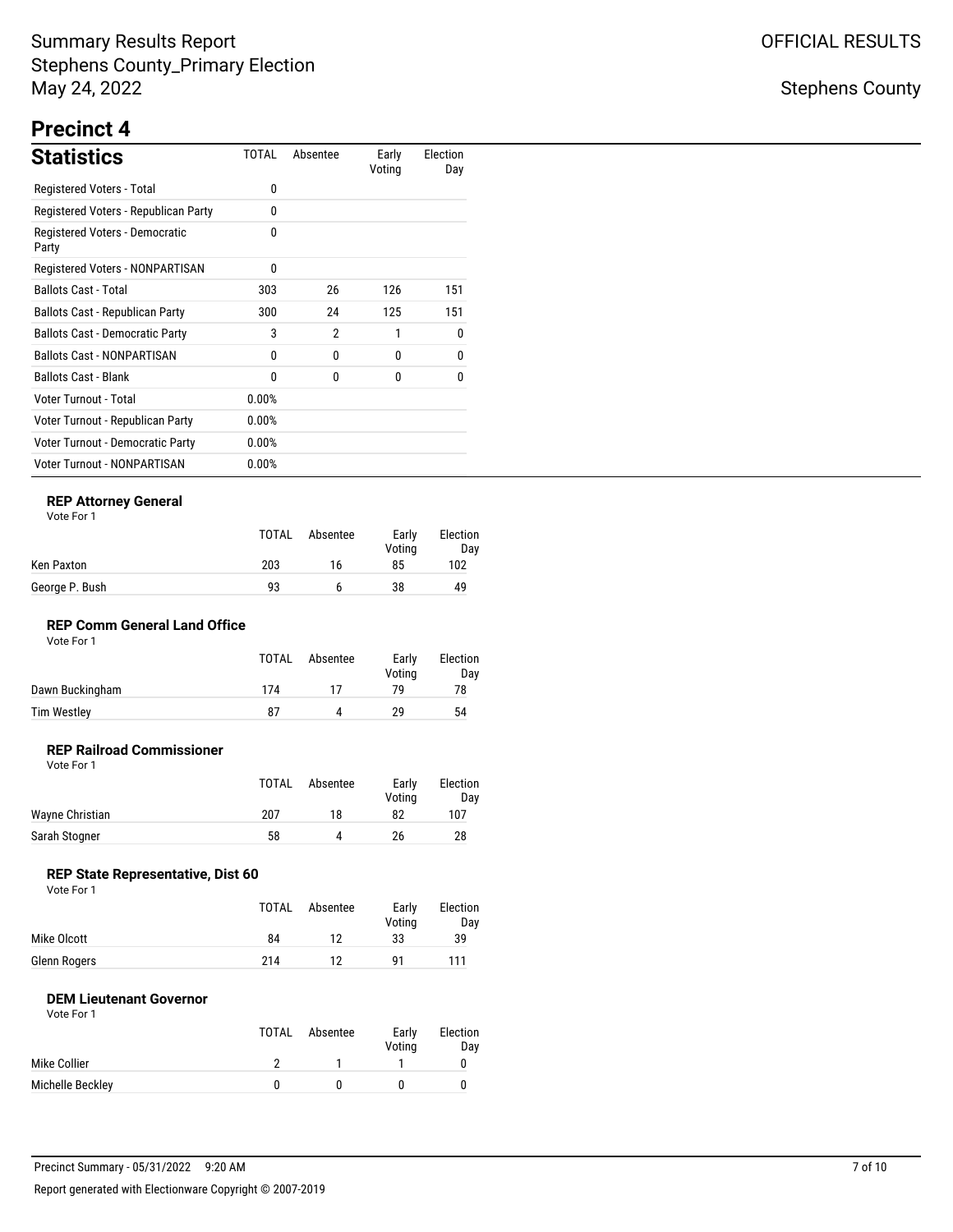Summary Results Report
Stephens County_Primary Election
May 24, 2022

OFFICIAL RESULTS

Stephens County

# Precinct 4

## Statistics

| Statistics | TOTAL | Absentee | Early Voting | Election Day |
|---|---|---|---|---|
| Registered Voters - Total | 0 | | | |
| Registered Voters - Republican Party | 0 | | | |
| Registered Voters - Democratic Party | 0 | | | |
| Registered Voters - NONPARTISAN | 0 | | | |
| Ballots Cast - Total | 303 | 26 | 126 | 151 |
| Ballots Cast - Republican Party | 300 | 24 | 125 | 151 |
| Ballots Cast - Democratic Party | 3 | 2 | 1 | 0 |
| Ballots Cast - NONPARTISAN | 0 | 0 | 0 | 0 |
| Ballots Cast - Blank | 0 | 0 | 0 | 0 |
| Voter Turnout - Total | 0.00% | | | |
| Voter Turnout - Republican Party | 0.00% | | | |
| Voter Turnout - Democratic Party | 0.00% | | | |
| Voter Turnout - NONPARTISAN | 0.00% | | | |

### REP Attorney General

Vote For 1

| | TOTAL | Absentee | Early Voting | Election Day |
|---|---|---|---|---|
| Ken Paxton | 203 | 16 | 85 | 102 |
| George P. Bush | 93 | 6 | 38 | 49 |

### REP Comm General Land Office

Vote For 1

| | TOTAL | Absentee | Early Voting | Election Day |
|---|---|---|---|---|
| Dawn Buckingham | 174 | 17 | 79 | 78 |
| Tim Westley | 87 | 4 | 29 | 54 |

### REP Railroad Commissioner

Vote For 1

| | TOTAL | Absentee | Early Voting | Election Day |
|---|---|---|---|---|
| Wayne Christian | 207 | 18 | 82 | 107 |
| Sarah Stogner | 58 | 4 | 26 | 28 |

### REP State Representative, Dist 60

Vote For 1

| | TOTAL | Absentee | Early Voting | Election Day |
|---|---|---|---|---|
| Mike Olcott | 84 | 12 | 33 | 39 |
| Glenn Rogers | 214 | 12 | 91 | 111 |

### DEM Lieutenant Governor

Vote For 1

| | TOTAL | Absentee | Early Voting | Election Day |
|---|---|---|---|---|
| Mike Collier | 2 | 1 | 1 | 0 |
| Michelle Beckley | 0 | 0 | 0 | 0 |

Precinct Summary - 05/31/2022 9:20 AM

Report generated with Electionware Copyright © 2007-2019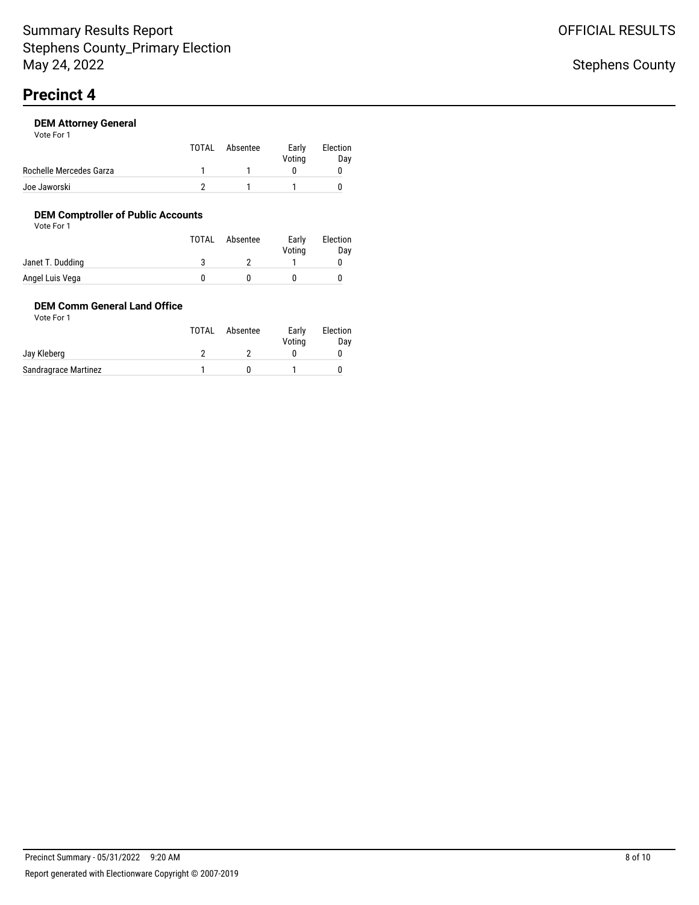# Precinct 4

### DEM Attorney General

Vote For 1

| | TOTAL | Absentee | Early Voting | Election Day |
|---|---|---|---|---|
| Rochelle Mercedes Garza | 1 | 1 | 0 | 0 |
| Joe Jaworski | 2 | 1 | 1 | 0 |

### DEM Comptroller of Public Accounts

Vote For 1

| | TOTAL | Absentee | Early Voting | Election Day |
|---|---|---|---|---|
| Janet T. Dudding | 3 | 2 | 1 | 0 |
| Angel Luis Vega | 0 | 0 | 0 | 0 |

### DEM Comm General Land Office

Vote For 1

| | TOTAL | Absentee | Early Voting | Election Day |
|---|---|---|---|---|
| Jay Kleberg | 2 | 2 | 0 | 0 |
| Sandragrace Martinez | 1 | 0 | 1 | 0 |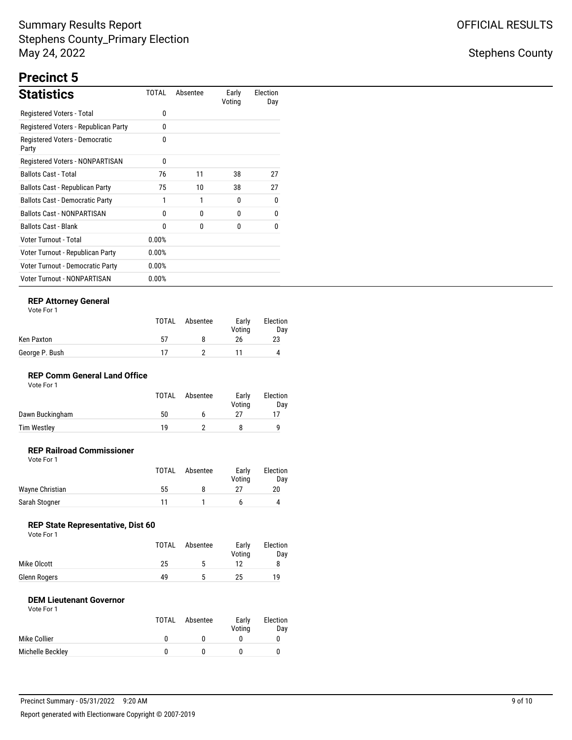Summary Results Report
Stephens County_Primary Election
May 24, 2022

OFFICIAL RESULTS

Stephens County

## Precinct 5

### Statistics

| | TOTAL | Absentee | Early Voting | Election Day |
|---|---|---|---|---|
| Registered Voters - Total | 0 | | | |
| Registered Voters - Republican Party | 0 | | | |
| Registered Voters - Democratic Party | 0 | | | |
| Registered Voters - NONPARTISAN | 0 | | | |
| Ballots Cast - Total | 76 | 11 | 38 | 27 |
| Ballots Cast - Republican Party | 75 | 10 | 38 | 27 |
| Ballots Cast - Democratic Party | 1 | 1 | 0 | 0 |
| Ballots Cast - NONPARTISAN | 0 | 0 | 0 | 0 |
| Ballots Cast - Blank | 0 | 0 | 0 | 0 |
| Voter Turnout - Total | 0.00% | | | |
| Voter Turnout - Republican Party | 0.00% | | | |
| Voter Turnout - Democratic Party | 0.00% | | | |
| Voter Turnout - NONPARTISAN | 0.00% | | | |

#### REP Attorney General

Vote For 1

| | TOTAL | Absentee | Early Voting | Election Day |
|---|---|---|---|---|
| Ken Paxton | 57 | 8 | 26 | 23 |
| George P. Bush | 17 | 2 | 11 | 4 |

#### REP Comm General Land Office

Vote For 1

| | TOTAL | Absentee | Early Voting | Election Day |
|---|---|---|---|---|
| Dawn Buckingham | 50 | 6 | 27 | 17 |
| Tim Westley | 19 | 2 | 8 | 9 |

#### REP Railroad Commissioner

Vote For 1

| | TOTAL | Absentee | Early Voting | Election Day |
|---|---|---|---|---|
| Wayne Christian | 55 | 8 | 27 | 20 |
| Sarah Stogner | 11 | 1 | 6 | 4 |

#### REP State Representative, Dist 60

Vote For 1

| | TOTAL | Absentee | Early Voting | Election Day |
|---|---|---|---|---|
| Mike Olcott | 25 | 5 | 12 | 8 |
| Glenn Rogers | 49 | 5 | 25 | 19 |

#### DEM Lieutenant Governor

Vote For 1

| | TOTAL | Absentee | Early Voting | Election Day |
|---|---|---|---|---|
| Mike Collier | 0 | 0 | 0 | 0 |
| Michelle Beckley | 0 | 0 | 0 | 0 |

Precinct Summary - 05/31/2022 9:20 AM

Report generated with Electionware Copyright © 2007-2019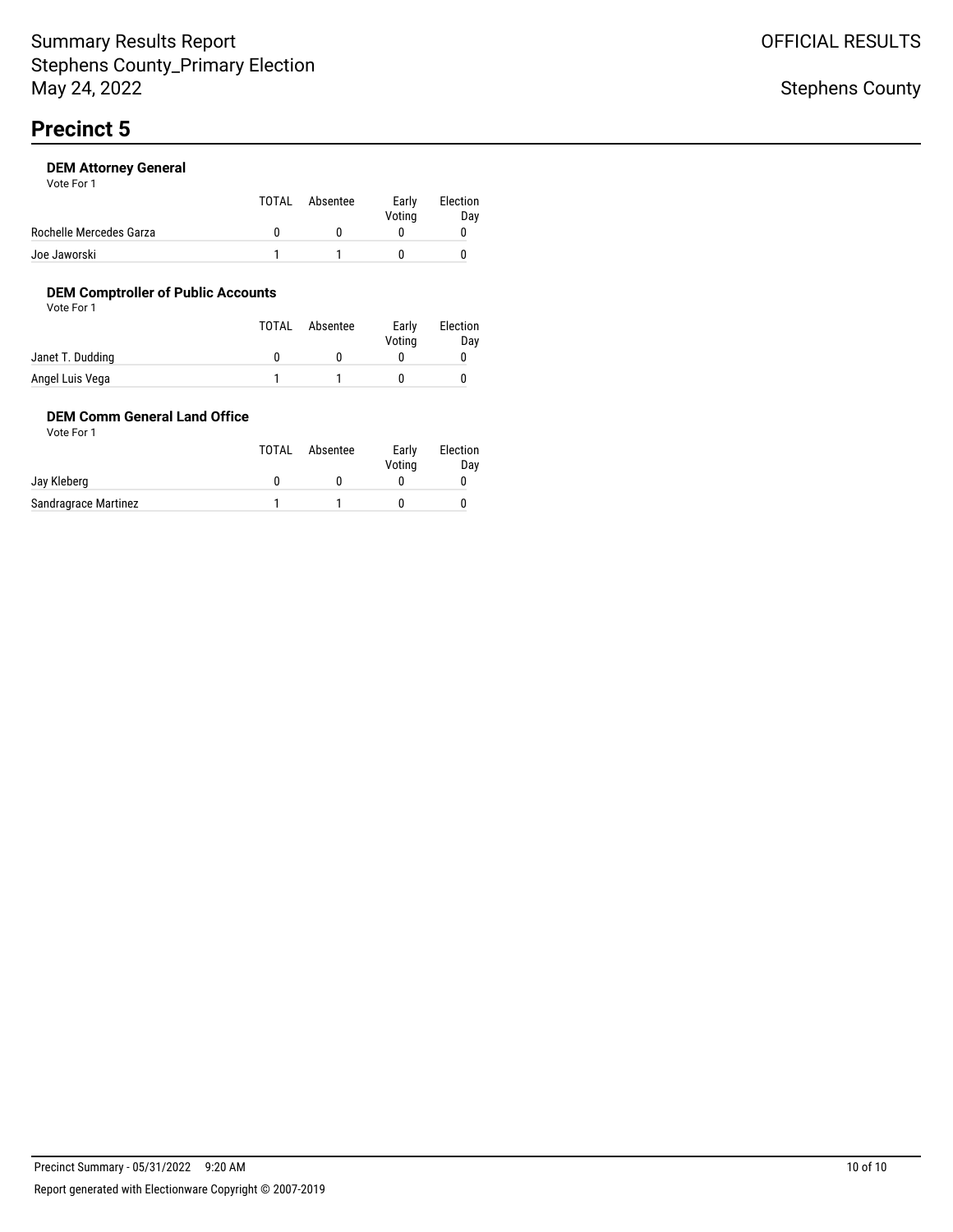## Precinct 5

### DEM Attorney General

Vote For 1

| | TOTAL | Absentee | Early Voting | Election Day |
|---|---|---|---|---|
| Rochelle Mercedes Garza | 0 | 0 | 0 | 0 |
| Joe Jaworski | 1 | 1 | 0 | 0 |

### DEM Comptroller of Public Accounts

Vote For 1

| | TOTAL | Absentee | Early Voting | Election Day |
|---|---|---|---|---|
| Janet T. Dudding | 0 | 0 | 0 | 0 |
| Angel Luis Vega | 1 | 1 | 0 | 0 |

### DEM Comm General Land Office

Vote For 1

| | TOTAL | Absentee | Early Voting | Election Day |
|---|---|---|---|---|
| Jay Kleberg | 0 | 0 | 0 | 0 |
| Sandragrace Martinez | 1 | 1 | 0 | 0 |